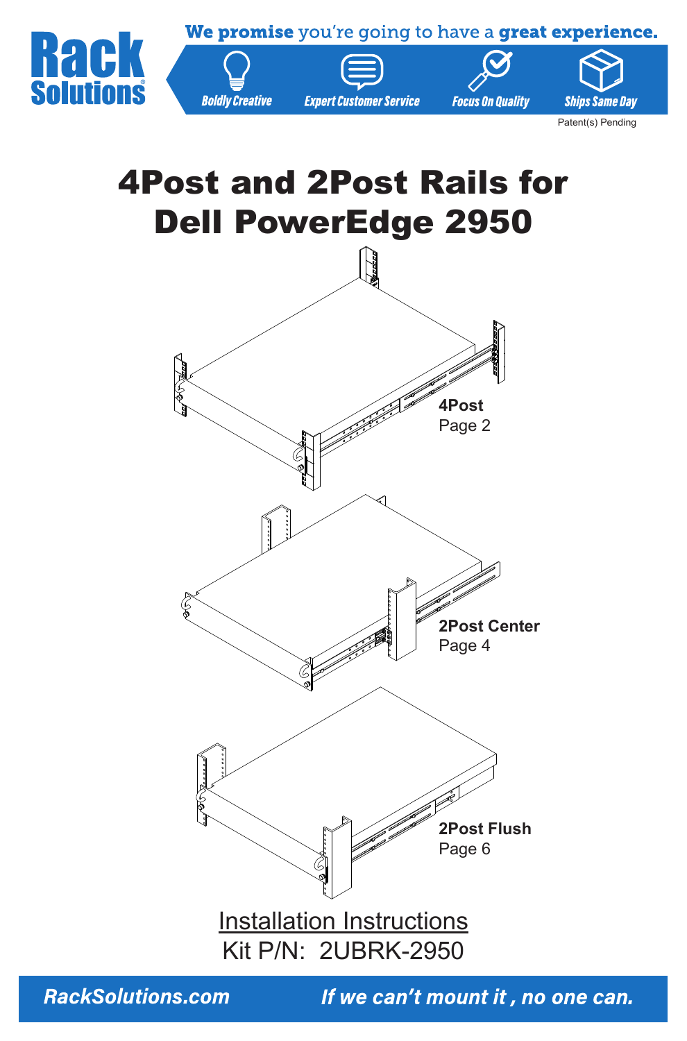**Rack Solutions**

**We promise** you're going to have a **great experience.**

*Boldly Creative* | *Expert Customer Service* | *Focus On Quality* | *Ships Same Day*

Patent(s) Pending

# 4Post and 2Post Rails for Dell PowerEdge 2950

**4Post**
Page 2

**2Post Center**
Page 4

**2Post Flush**
Page 6

Installation Instructions
Kit P/N: 2UBRK-2950

*RackSolutions.com* *If we can't mount it , no one can.*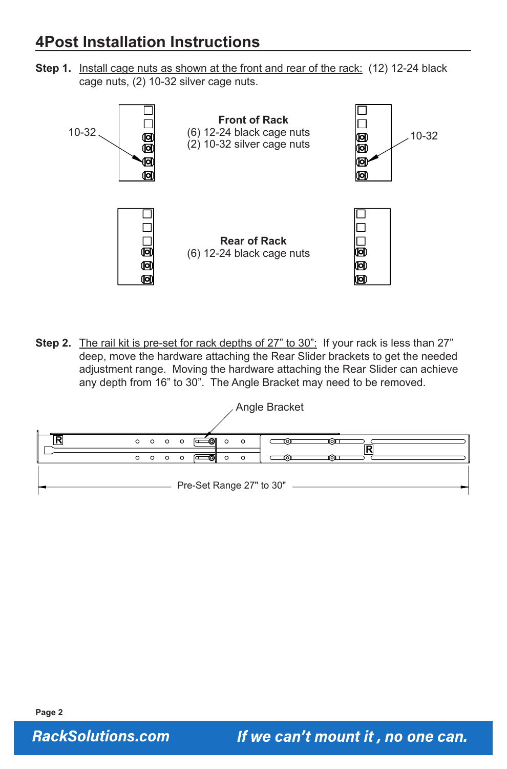# 4Post Installation Instructions

**Step 1.** Install cage nuts as shown at the front and rear of the rack: (12) 12-24 black cage nuts, (2) 10-32 silver cage nuts.

10-32

**Front of Rack**
(6) 12-24 black cage nuts
(2) 10-32 silver cage nuts

10-32

**Rear of Rack**
(6) 12-24 black cage nuts

**Step 2.** The rail kit is pre-set for rack depths of 27" to 30": If your rack is less than 27" deep, move the hardware attaching the Rear Slider brackets to get the needed adjustment range. Moving the hardware attaching the Rear Slider can achieve any depth from 16" to 30". The Angle Bracket may need to be removed.

Angle Bracket

Pre-Set Range 27" to 30"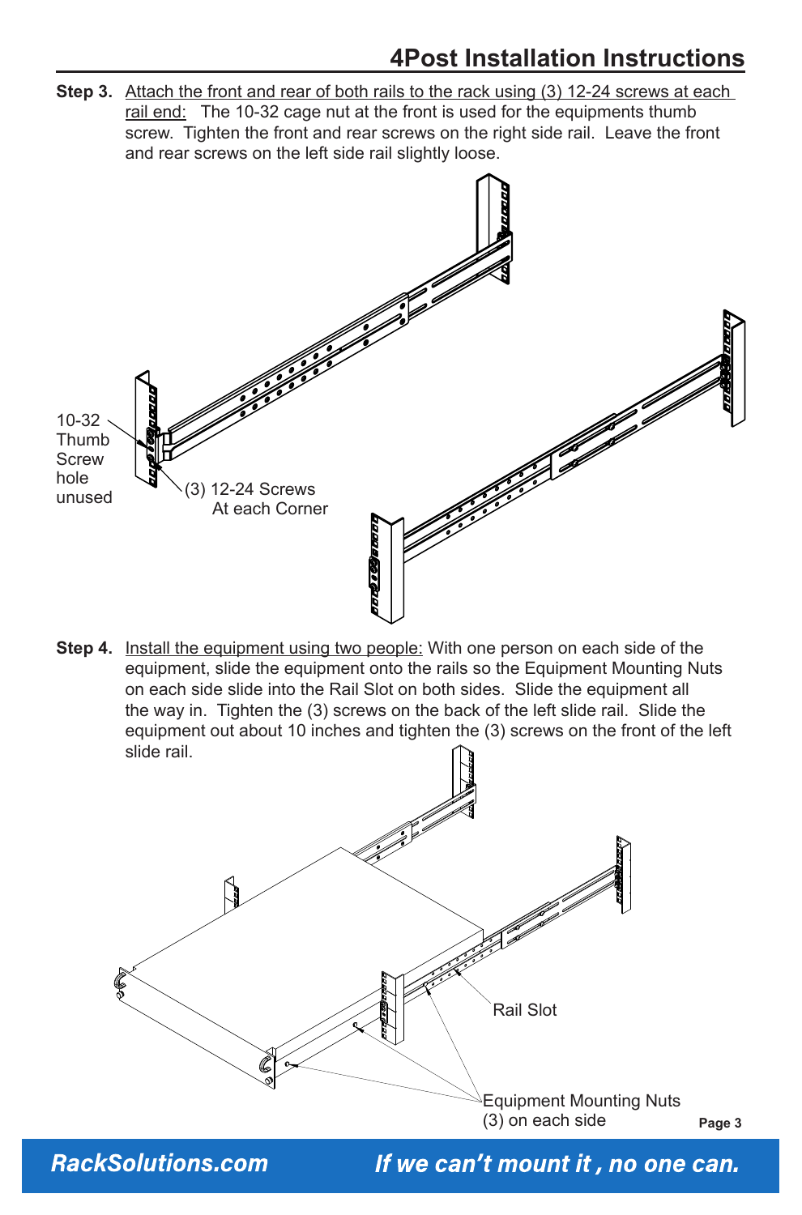# 4Post Installation Instructions

**Step 3.** Attach the front and rear of both rails to the rack using (3) 12-24 screws at each rail end: The 10-32 cage nut at the front is used for the equipments thumb screw. Tighten the front and rear screws on the right side rail. Leave the front and rear screws on the left side rail slightly loose.

10-32 Thumb Screw hole unused

(3) 12-24 Screws At each Corner

**Step 4.** Install the equipment using two people: With one person on each side of the equipment, slide the equipment onto the rails so the Equipment Mounting Nuts on each side slide into the Rail Slot on both sides. Slide the equipment all the way in. Tighten the (3) screws on the back of the left slide rail. Slide the equipment out about 10 inches and tighten the (3) screws on the front of the left slide rail.

Rail Slot

Equipment Mounting Nuts (3) on each side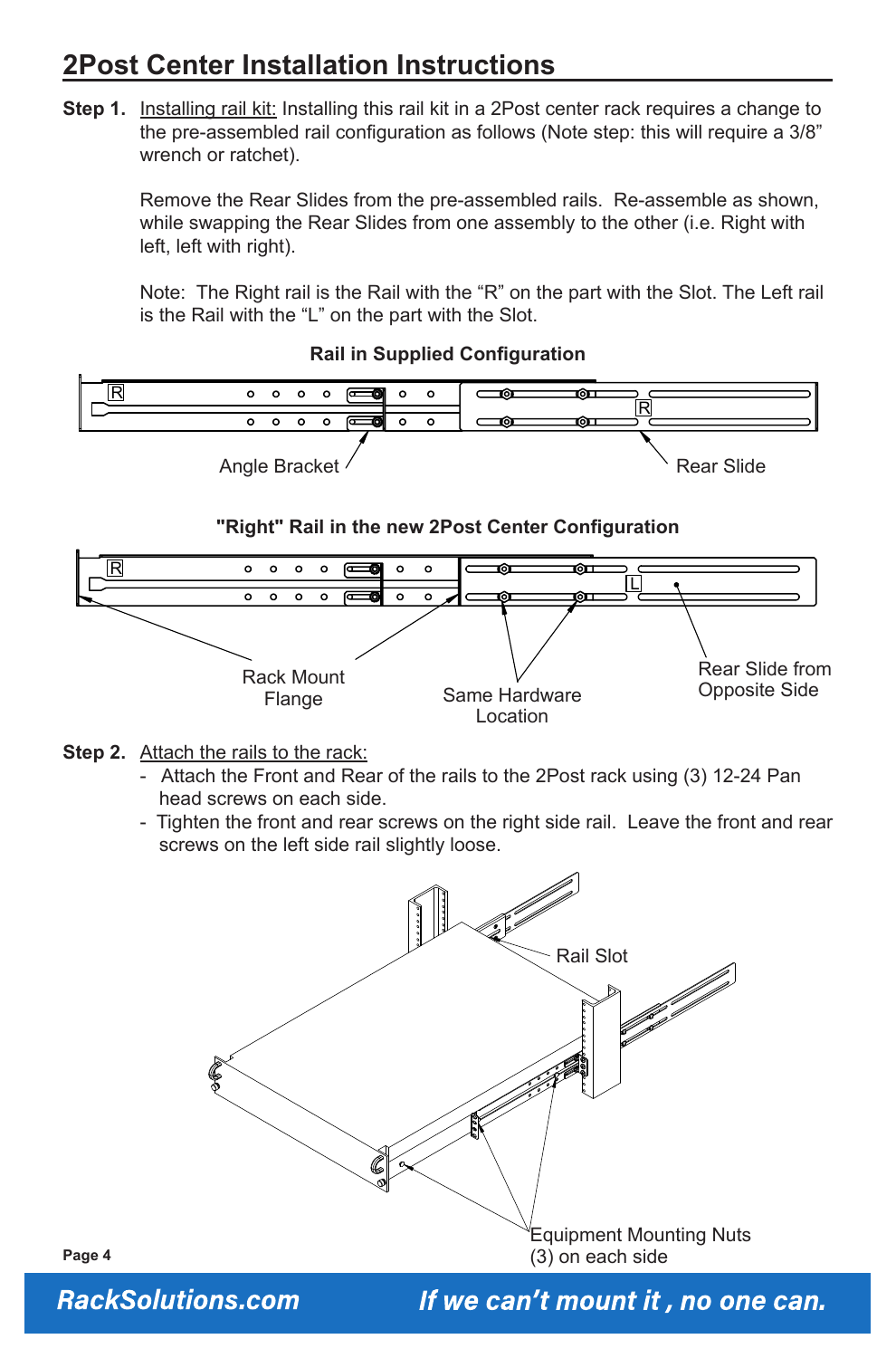# 2Post Center Installation Instructions

**Step 1.** Installing rail kit: Installing this rail kit in a 2Post center rack requires a change to the pre-assembled rail configuration as follows (Note step: this will require a 3/8" wrench or ratchet).

Remove the Rear Slides from the pre-assembled rails. Re-assemble as shown, while swapping the Rear Slides from one assembly to the other (i.e. Right with left, left with right).

Note: The Right rail is the Rail with the "R" on the part with the Slot. The Left rail is the Rail with the "L" on the part with the Slot.

**Rail in Supplied Configuration**

Angle Bracket

Rear Slide

**"Right" Rail in the new 2Post Center Configuration**

Rack Mount Flange

Same Hardware Location

Rear Slide from Opposite Side

**Step 2.** Attach the rails to the rack:

- Attach the Front and Rear of the rails to the 2Post rack using (3) 12-24 Pan head screws on each side.
- Tighten the front and rear screws on the right side rail. Leave the front and rear screws on the left side rail slightly loose.

Rail Slot

Equipment Mounting Nuts (3) on each side

*RackSolutions.com* *If we can't mount it , no one can.*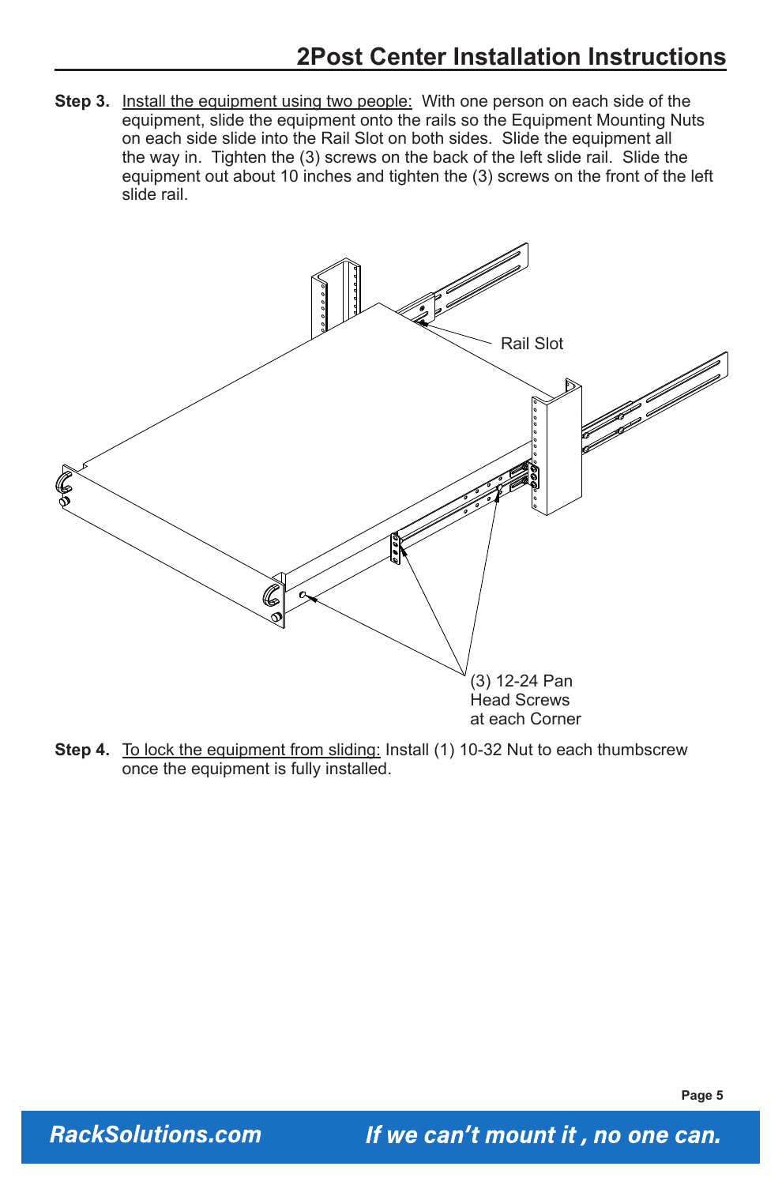**Step 3.** Install the equipment using two people: With one person on each side of the equipment, slide the equipment onto the rails so the Equipment Mounting Nuts on each side slide into the Rail Slot on both sides. Slide the equipment all the way in. Tighten the (3) screws on the back of the left slide rail. Slide the equipment out about 10 inches and tighten the (3) screws on the front of the left slide rail.

Rail Slot

(3) 12-24 Pan Head Screws at each Corner

**Step 4.** To lock the equipment from sliding: Install (1) 10-32 Nut to each thumbscrew once the equipment is fully installed.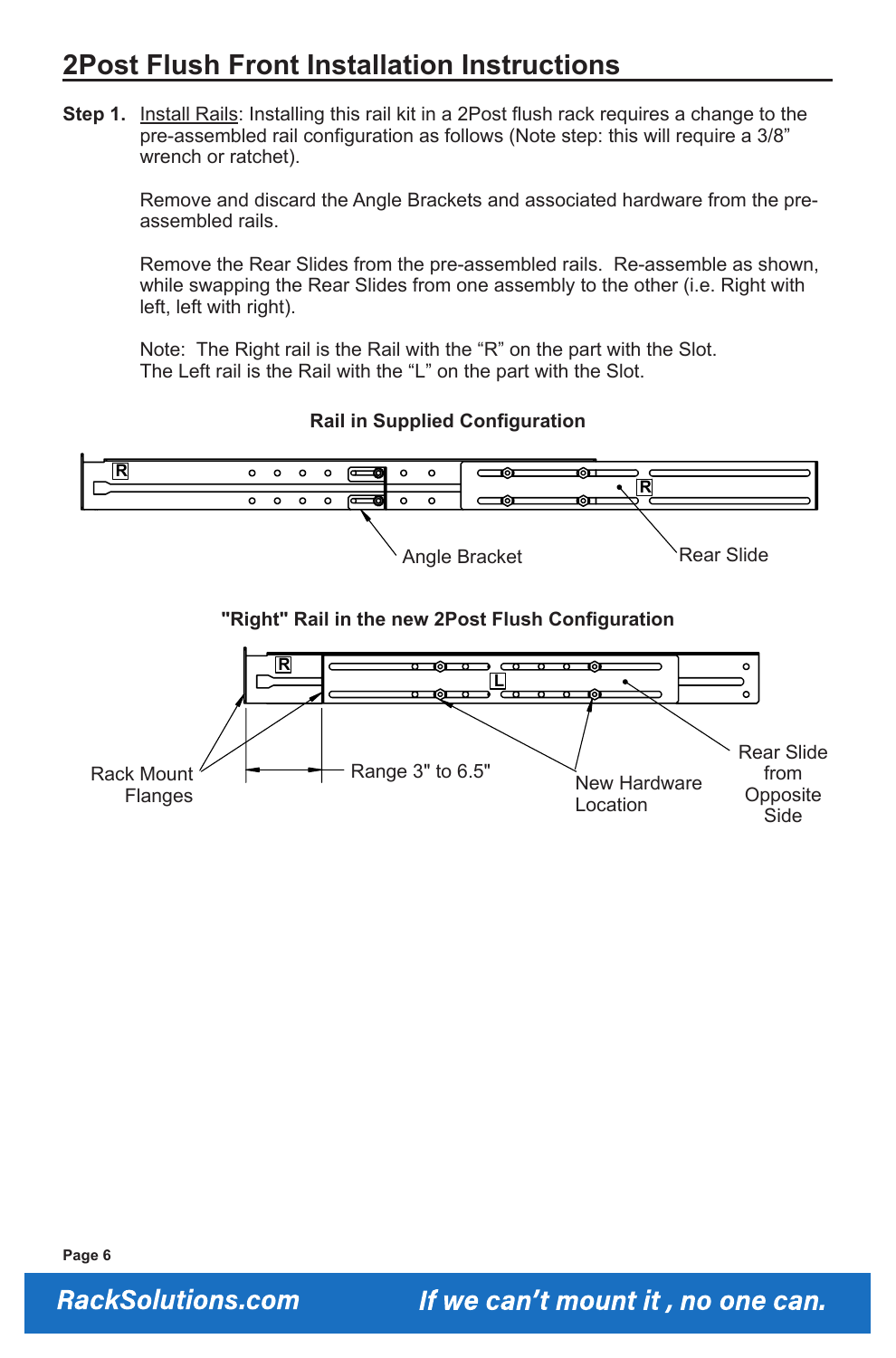# 2Post Flush Front Installation Instructions

**Step 1.** Install Rails: Installing this rail kit in a 2Post flush rack requires a change to the pre-assembled rail configuration as follows (Note step: this will require a 3/8" wrench or ratchet).

Remove and discard the Angle Brackets and associated hardware from the pre-assembled rails.

Remove the Rear Slides from the pre-assembled rails. Re-assemble as shown, while swapping the Rear Slides from one assembly to the other (i.e. Right with left, left with right).

Note: The Right rail is the Rail with the "R" on the part with the Slot. The Left rail is the Rail with the "L" on the part with the Slot.

**Rail in Supplied Configuration**

Angle Bracket

Rear Slide

**"Right" Rail in the new 2Post Flush Configuration**

Rack Mount Flanges

Range 3" to 6.5"

New Hardware Location

Rear Slide from Opposite Side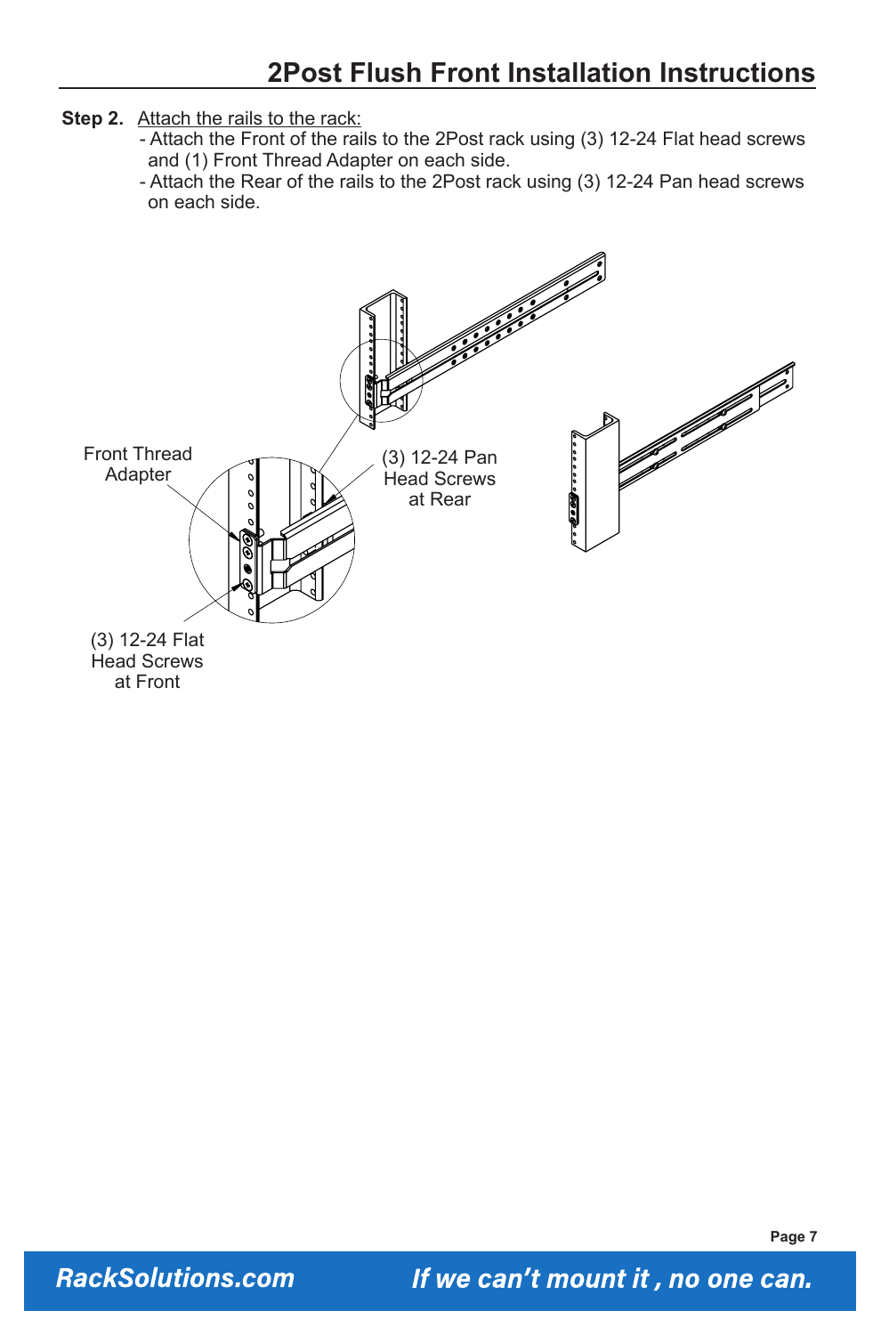# 2Post Flush Front Installation Instructions

**Step 2.** Attach the rails to the rack:

- Attach the Front of the rails to the 2Post rack using (3) 12-24 Flat head screws and (1) Front Thread Adapter on each side.
- Attach the Rear of the rails to the 2Post rack using (3) 12-24 Pan head screws on each side.

Front Thread Adapter

(3) 12-24 Pan Head Screws at Rear

(3) 12-24 Flat Head Screws at Front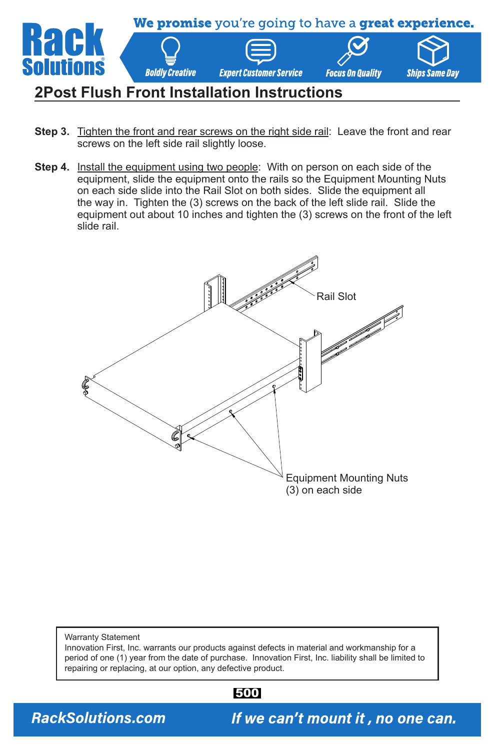## 2Post Flush Front Installation Instructions

**Step 3.** Tighten the front and rear screws on the right side rail: Leave the front and rear screws on the left side rail slightly loose.

**Step 4.** Install the equipment using two people: With on person on each side of the equipment, slide the equipment onto the rails so the Equipment Mounting Nuts on each side slide into the Rail Slot on both sides. Slide the equipment all the way in. Tighten the (3) screws on the back of the left slide rail. Slide the equipment out about 10 inches and tighten the (3) screws on the front of the left slide rail.

Rail Slot

Equipment Mounting Nuts
(3) on each side

Warranty Statement
Innovation First, Inc. warrants our products against defects in material and workmanship for a period of one (1) year from the date of purchase. Innovation First, Inc. liability shall be limited to repairing or replacing, at our option, any defective product.